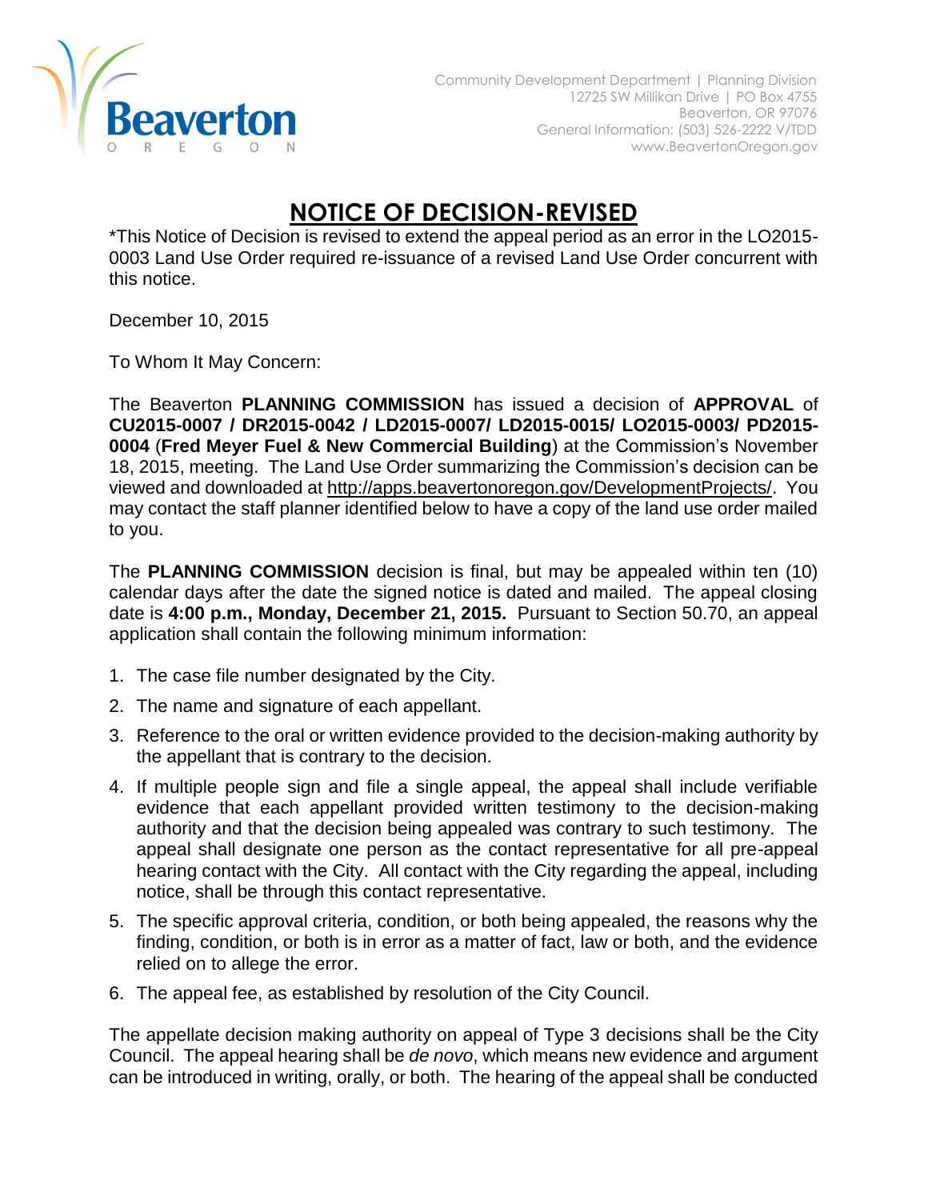Beaverton
OREGON

Community Development Department | Planning Division
12725 SW Millikan Drive | PO Box 4755
Beaverton, OR 97076
General Information: (503) 526-2222 V/TDD
www.BeavertonOregon.gov

# NOTICE OF DECISION-REVISED

*This Notice of Decision is revised to extend the appeal period as an error in the LO2015-0003 Land Use Order required re-issuance of a revised Land Use Order concurrent with this notice.

December 10, 2015

To Whom It May Concern:

The Beaverton **PLANNING COMMISSION** has issued a decision of **APPROVAL** of **CU2015-0007 / DR2015-0042 / LD2015-0007/ LD2015-0015/ LO2015-0003/ PD2015-0004** (**Fred Meyer Fuel & New Commercial Building**) at the Commission's November 18, 2015, meeting. The Land Use Order summarizing the Commission's decision can be viewed and downloaded at http://apps.beavertonoregon.gov/DevelopmentProjects/. You may contact the staff planner identified below to have a copy of the land use order mailed to you.

The **PLANNING COMMISSION** decision is final, but may be appealed within ten (10) calendar days after the date the signed notice is dated and mailed. The appeal closing date is **4:00 p.m., Monday, December 21, 2015.** Pursuant to Section 50.70, an appeal application shall contain the following minimum information:

1. The case file number designated by the City.
2. The name and signature of each appellant.
3. Reference to the oral or written evidence provided to the decision-making authority by the appellant that is contrary to the decision.
4. If multiple people sign and file a single appeal, the appeal shall include verifiable evidence that each appellant provided written testimony to the decision-making authority and that the decision being appealed was contrary to such testimony. The appeal shall designate one person as the contact representative for all pre-appeal hearing contact with the City. All contact with the City regarding the appeal, including notice, shall be through this contact representative.
5. The specific approval criteria, condition, or both being appealed, the reasons why the finding, condition, or both is in error as a matter of fact, law or both, and the evidence relied on to allege the error.
6. The appeal fee, as established by resolution of the City Council.

The appellate decision making authority on appeal of Type 3 decisions shall be the City Council. The appeal hearing shall be *de novo*, which means new evidence and argument can be introduced in writing, orally, or both. The hearing of the appeal shall be conducted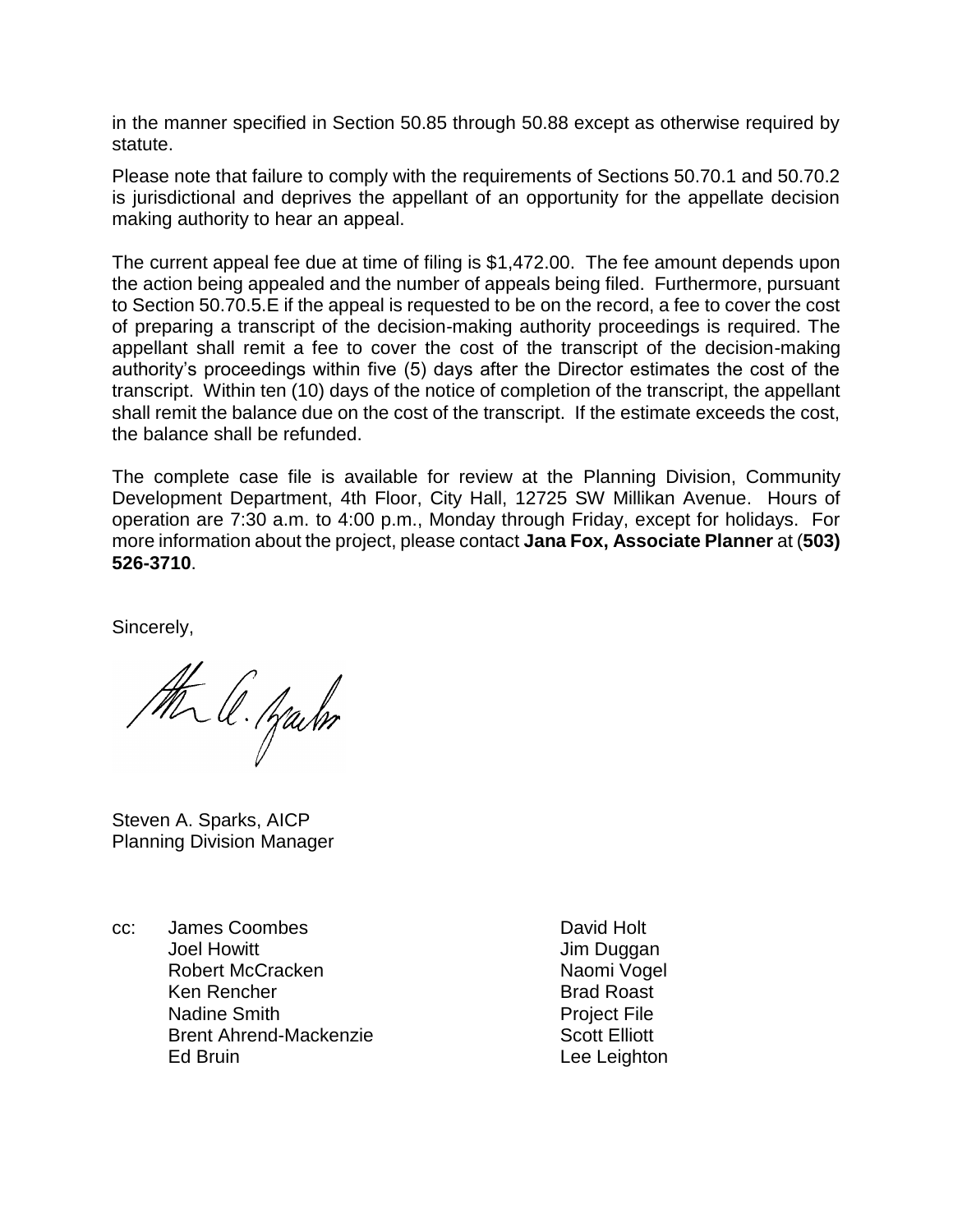in the manner specified in Section 50.85 through 50.88 except as otherwise required by statute.

Please note that failure to comply with the requirements of Sections 50.70.1 and 50.70.2 is jurisdictional and deprives the appellant of an opportunity for the appellate decision making authority to hear an appeal.

The current appeal fee due at time of filing is $1,472.00. The fee amount depends upon the action being appealed and the number of appeals being filed. Furthermore, pursuant to Section 50.70.5.E if the appeal is requested to be on the record, a fee to cover the cost of preparing a transcript of the decision-making authority proceedings is required. The appellant shall remit a fee to cover the cost of the transcript of the decision-making authority's proceedings within five (5) days after the Director estimates the cost of the transcript. Within ten (10) days of the notice of completion of the transcript, the appellant shall remit the balance due on the cost of the transcript. If the estimate exceeds the cost, the balance shall be refunded.

The complete case file is available for review at the Planning Division, Community Development Department, 4th Floor, City Hall, 12725 SW Millikan Avenue. Hours of operation are 7:30 a.m. to 4:00 p.m., Monday through Friday, except for holidays. For more information about the project, please contact **Jana Fox, Associate Planner** at (**503) 526-3710**.

Sincerely,

Steven A. Sparks, AICP
Planning Division Manager

cc:
- James Coombes
- Joel Howitt
- Robert McCracken
- Ken Rencher
- Nadine Smith
- Brent Ahrend-Mackenzie
- Ed Bruin
- David Holt
- Jim Duggan
- Naomi Vogel
- Brad Roast
- Project File
- Scott Elliott
- Lee Leighton